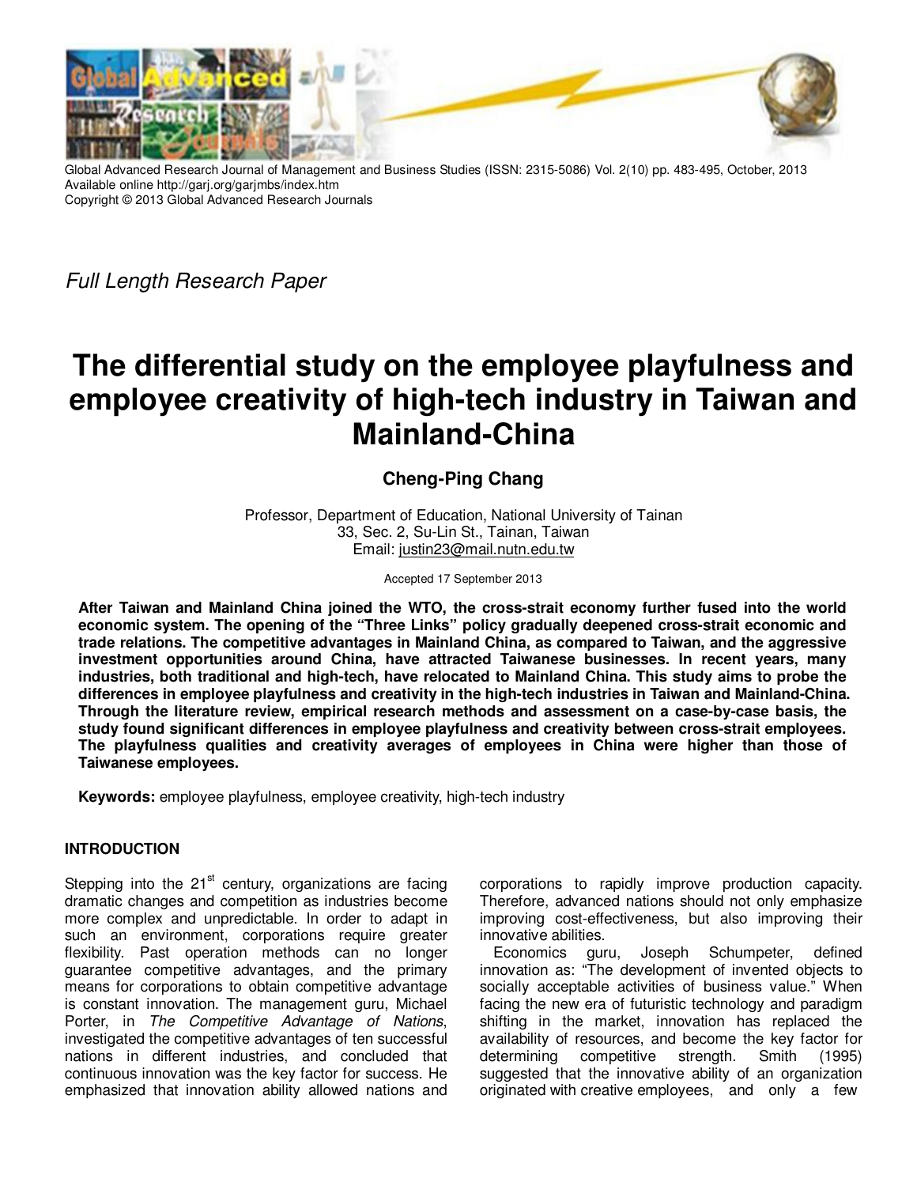Global Advanced Research Journal of Management and Business Studies (ISSN: 2315-5086) Vol. 2(10) pp. 483-495, October, 2013
Available online http://garj.org/garjmbs/index.htm
Copyright © 2013 Global Advanced Research Journals

*Full Length Research Paper*

# The differential study on the employee playfulness and employee creativity of high-tech industry in Taiwan and Mainland-China

**Cheng-Ping Chang**

Professor, Department of Education, National University of Tainan
33, Sec. 2, Su-Lin St., Tainan, Taiwan
Email: justin23@mail.nutn.edu.tw

Accepted 17 September 2013

**After Taiwan and Mainland China joined the WTO, the cross-strait economy further fused into the world economic system. The opening of the "Three Links" policy gradually deepened cross-strait economic and trade relations. The competitive advantages in Mainland China, as compared to Taiwan, and the aggressive investment opportunities around China, have attracted Taiwanese businesses. In recent years, many industries, both traditional and high-tech, have relocated to Mainland China. This study aims to probe the differences in employee playfulness and creativity in the high-tech industries in Taiwan and Mainland-China. Through the literature review, empirical research methods and assessment on a case-by-case basis, the study found significant differences in employee playfulness and creativity between cross-strait employees. The playfulness qualities and creativity averages of employees in China were higher than those of Taiwanese employees.**

**Keywords:** employee playfulness, employee creativity, high-tech industry

## INTRODUCTION

Stepping into the 21st century, organizations are facing dramatic changes and competition as industries become more complex and unpredictable. In order to adapt in such an environment, corporations require greater flexibility. Past operation methods can no longer guarantee competitive advantages, and the primary means for corporations to obtain competitive advantage is constant innovation. The management guru, Michael Porter, in *The Competitive Advantage of Nations*, investigated the competitive advantages of ten successful nations in different industries, and concluded that continuous innovation was the key factor for success. He emphasized that innovation ability allowed nations and corporations to rapidly improve production capacity. Therefore, advanced nations should not only emphasize improving cost-effectiveness, but also improving their innovative abilities.

Economics guru, Joseph Schumpeter, defined innovation as: "The development of invented objects to socially acceptable activities of business value." When facing the new era of futuristic technology and paradigm shifting in the market, innovation has replaced the availability of resources, and become the key factor for determining competitive strength. Smith (1995) suggested that the innovative ability of an organization originated with creative employees, and only a few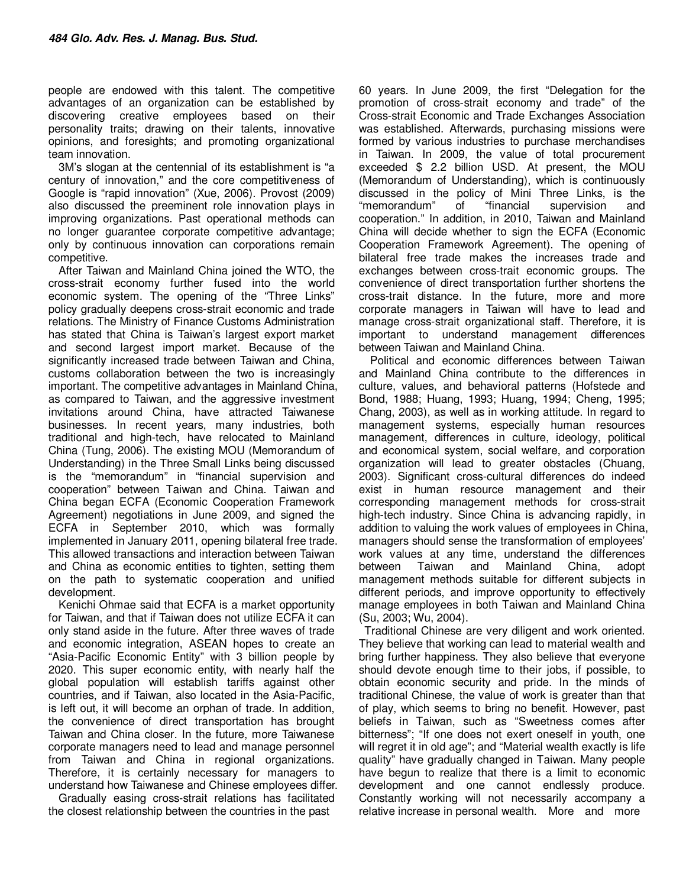people are endowed with this talent. The competitive advantages of an organization can be established by discovering creative employees based on their personality traits; drawing on their talents, innovative opinions, and foresights; and promoting organizational team innovation.

3M's slogan at the centennial of its establishment is "a century of innovation," and the core competitiveness of Google is "rapid innovation" (Xue, 2006). Provost (2009) also discussed the preeminent role innovation plays in improving organizations. Past operational methods can no longer guarantee corporate competitive advantage; only by continuous innovation can corporations remain competitive.

After Taiwan and Mainland China joined the WTO, the cross-strait economy further fused into the world economic system. The opening of the "Three Links" policy gradually deepens cross-strait economic and trade relations. The Ministry of Finance Customs Administration has stated that China is Taiwan's largest export market and second largest import market. Because of the significantly increased trade between Taiwan and China, customs collaboration between the two is increasingly important. The competitive advantages in Mainland China, as compared to Taiwan, and the aggressive investment invitations around China, have attracted Taiwanese businesses. In recent years, many industries, both traditional and high-tech, have relocated to Mainland China (Tung, 2006). The existing MOU (Memorandum of Understanding) in the Three Small Links being discussed is the "memorandum" in "financial supervision and cooperation" between Taiwan and China. Taiwan and China began ECFA (Economic Cooperation Framework Agreement) negotiations in June 2009, and signed the ECFA in September 2010, which was formally implemented in January 2011, opening bilateral free trade. This allowed transactions and interaction between Taiwan and China as economic entities to tighten, setting them on the path to systematic cooperation and unified development.

Kenichi Ohmae said that ECFA is a market opportunity for Taiwan, and that if Taiwan does not utilize ECFA it can only stand aside in the future. After three waves of trade and economic integration, ASEAN hopes to create an "Asia-Pacific Economic Entity" with 3 billion people by 2020. This super economic entity, with nearly half the global population will establish tariffs against other countries, and if Taiwan, also located in the Asia-Pacific, is left out, it will become an orphan of trade. In addition, the convenience of direct transportation has brought Taiwan and China closer. In the future, more Taiwanese corporate managers need to lead and manage personnel from Taiwan and China in regional organizations. Therefore, it is certainly necessary for managers to understand how Taiwanese and Chinese employees differ.

Gradually easing cross-strait relations has facilitated the closest relationship between the countries in the past 60 years. In June 2009, the first "Delegation for the promotion of cross-strait economy and trade" of the Cross-strait Economic and Trade Exchanges Association was established. Afterwards, purchasing missions were formed by various industries to purchase merchandises in Taiwan. In 2009, the value of total procurement exceeded $ 2.2 billion USD. At present, the MOU (Memorandum of Understanding), which is continuously discussed in the policy of Mini Three Links, is the "memorandum" of "financial supervision and cooperation." In addition, in 2010, Taiwan and Mainland China will decide whether to sign the ECFA (Economic Cooperation Framework Agreement). The opening of bilateral free trade makes the increases trade and exchanges between cross-trait economic groups. The convenience of direct transportation further shortens the cross-trait distance. In the future, more and more corporate managers in Taiwan will have to lead and manage cross-strait organizational staff. Therefore, it is important to understand management differences between Taiwan and Mainland China.

Political and economic differences between Taiwan and Mainland China contribute to the differences in culture, values, and behavioral patterns (Hofstede and Bond, 1988; Huang, 1993; Huang, 1994; Cheng, 1995; Chang, 2003), as well as in working attitude. In regard to management systems, especially human resources management, differences in culture, ideology, political and economical system, social welfare, and corporation organization will lead to greater obstacles (Chuang, 2003). Significant cross-cultural differences do indeed exist in human resource management and their corresponding management methods for cross-strait high-tech industry. Since China is advancing rapidly, in addition to valuing the work values of employees in China, managers should sense the transformation of employees' work values at any time, understand the differences between Taiwan and Mainland China, adopt management methods suitable for different subjects in different periods, and improve opportunity to effectively manage employees in both Taiwan and Mainland China (Su, 2003; Wu, 2004).

Traditional Chinese are very diligent and work oriented. They believe that working can lead to material wealth and bring further happiness. They also believe that everyone should devote enough time to their jobs, if possible, to obtain economic security and pride. In the minds of traditional Chinese, the value of work is greater than that of play, which seems to bring no benefit. However, past beliefs in Taiwan, such as "Sweetness comes after bitterness"; "If one does not exert oneself in youth, one will regret it in old age"; and "Material wealth exactly is life quality" have gradually changed in Taiwan. Many people have begun to realize that there is a limit to economic development and one cannot endlessly produce. Constantly working will not necessarily accompany a relative increase in personal wealth. More and more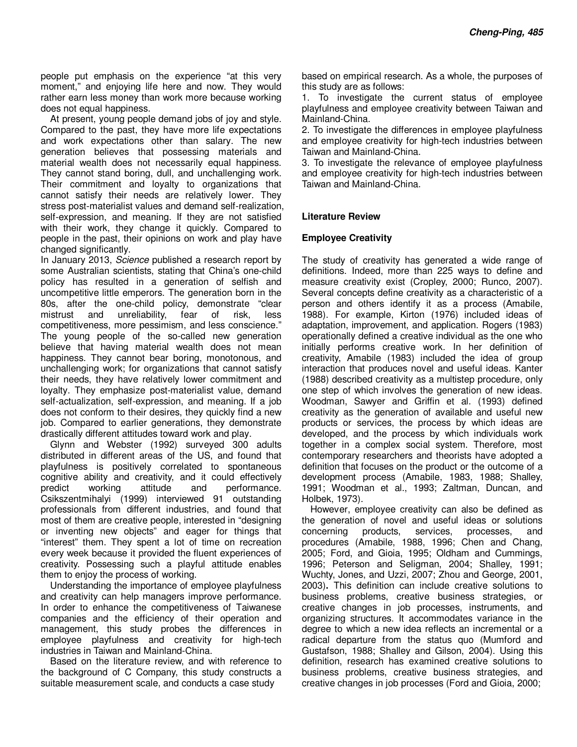people put emphasis on the experience "at this very moment," and enjoying life here and now. They would rather earn less money than work more because working does not equal happiness.

At present, young people demand jobs of joy and style. Compared to the past, they have more life expectations and work expectations other than salary. The new generation believes that possessing materials and material wealth does not necessarily equal happiness. They cannot stand boring, dull, and unchallenging work. Their commitment and loyalty to organizations that cannot satisfy their needs are relatively lower. They stress post-materialist values and demand self-realization, self-expression, and meaning. If they are not satisfied with their work, they change it quickly. Compared to people in the past, their opinions on work and play have changed significantly.

In January 2013, *Science* published a research report by some Australian scientists, stating that China's one-child policy has resulted in a generation of selfish and uncompetitive little emperors. The generation born in the 80s, after the one-child policy, demonstrate "clear mistrust and unreliability, fear of risk, less competitiveness, more pessimism, and less conscience." The young people of the so-called new generation believe that having material wealth does not mean happiness. They cannot bear boring, monotonous, and unchallenging work; for organizations that cannot satisfy their needs, they have relatively lower commitment and loyalty. They emphasize post-materialist value, demand self-actualization, self-expression, and meaning. If a job does not conform to their desires, they quickly find a new job. Compared to earlier generations, they demonstrate drastically different attitudes toward work and play.

Glynn and Webster (1992) surveyed 300 adults distributed in different areas of the US, and found that playfulness is positively correlated to spontaneous cognitive ability and creativity, and it could effectively predict working attitude and performance. Csikszentmihalyi (1999) interviewed 91 outstanding professionals from different industries, and found that most of them are creative people, interested in "designing or inventing new objects" and eager for things that "interest" them. They spent a lot of time on recreation every week because it provided the fluent experiences of creativity. Possessing such a playful attitude enables them to enjoy the process of working.

Understanding the importance of employee playfulness and creativity can help managers improve performance. In order to enhance the competitiveness of Taiwanese companies and the efficiency of their operation and management, this study probes the differences in employee playfulness and creativity for high-tech industries in Taiwan and Mainland-China.

Based on the literature review, and with reference to the background of C Company, this study constructs a suitable measurement scale, and conducts a case study based on empirical research. As a whole, the purposes of this study are as follows:

1. To investigate the current status of employee playfulness and employee creativity between Taiwan and Mainland-China.
2. To investigate the differences in employee playfulness and employee creativity for high-tech industries between Taiwan and Mainland-China.
3. To investigate the relevance of employee playfulness and employee creativity for high-tech industries between Taiwan and Mainland-China.

## Literature Review

### Employee Creativity

The study of creativity has generated a wide range of definitions. Indeed, more than 225 ways to define and measure creativity exist (Cropley, 2000; Runco, 2007). Several concepts define creativity as a characteristic of a person and others identify it as a process (Amabile, 1988). For example, Kirton (1976) included ideas of adaptation, improvement, and application. Rogers (1983) operationally defined a creative individual as the one who initially performs creative work. In her definition of creativity, Amabile (1983) included the idea of group interaction that produces novel and useful ideas. Kanter (1988) described creativity as a multistep procedure, only one step of which involves the generation of new ideas. Woodman, Sawyer and Griffin et al. (1993) defined creativity as the generation of available and useful new products or services, the process by which ideas are developed, and the process by which individuals work together in a complex social system. Therefore, most contemporary researchers and theorists have adopted a definition that focuses on the product or the outcome of a development process (Amabile, 1983, 1988; Shalley, 1991; Woodman et al., 1993; Zaltman, Duncan, and Holbek, 1973).

However, employee creativity can also be defined as the generation of novel and useful ideas or solutions concerning products, services, processes, and procedures (Amabile, 1988, 1996; Chen and Chang, 2005; Ford, and Gioia, 1995; Oldham and Cummings, 1996; Peterson and Seligman, 2004; Shalley, 1991; Wuchty, Jones, and Uzzi, 2007; Zhou and George, 2001, 2003)**.** This definition can include creative solutions to business problems, creative business strategies, or creative changes in job processes, instruments, and organizing structures. It accommodates variance in the degree to which a new idea reflects an incremental or a radical departure from the status quo (Mumford and Gustafson, 1988; Shalley and Gilson, 2004). Using this definition, research has examined creative solutions to business problems, creative business strategies, and creative changes in job processes (Ford and Gioia, 2000;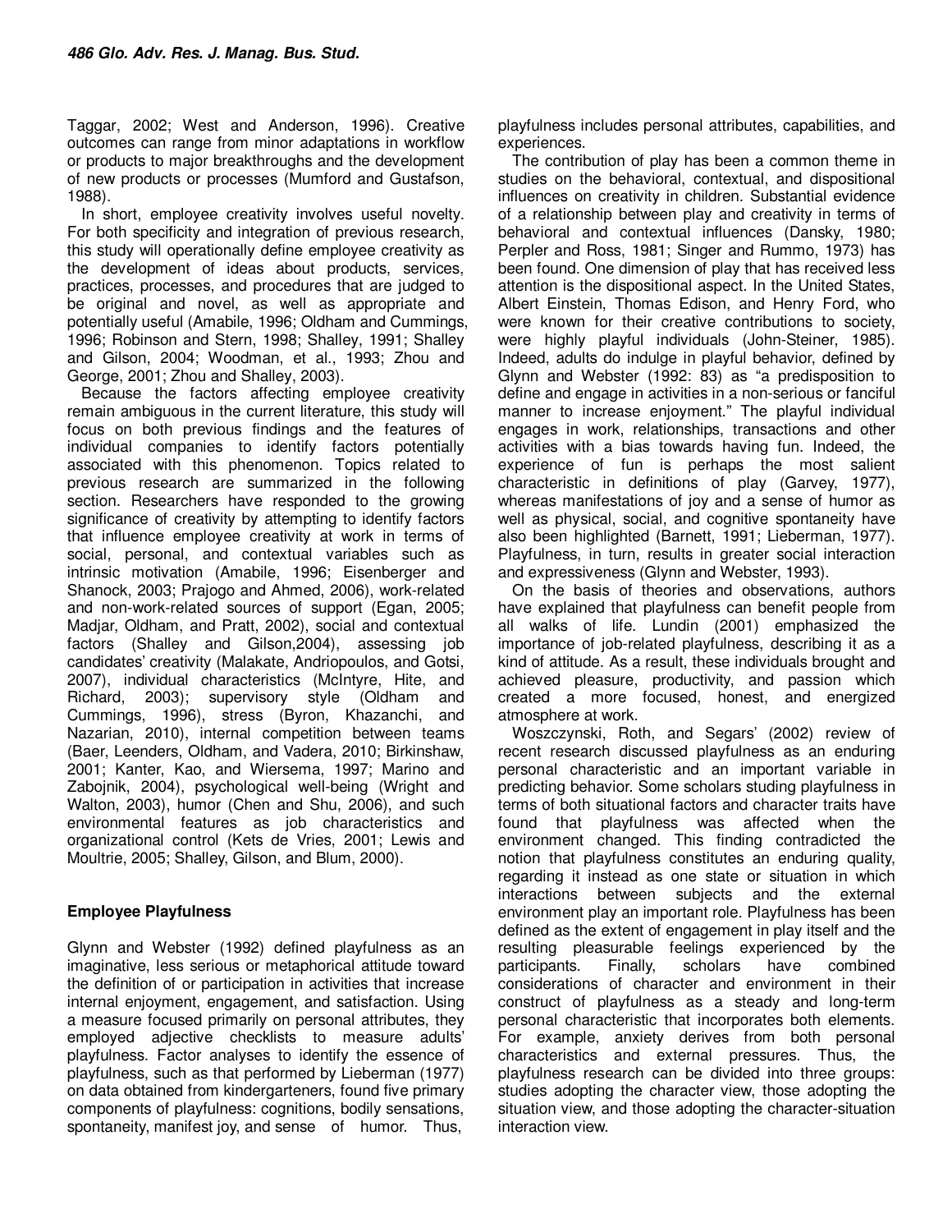Taggar, 2002; West and Anderson, 1996). Creative outcomes can range from minor adaptations in workflow or products to major breakthroughs and the development of new products or processes (Mumford and Gustafson, 1988).

In short, employee creativity involves useful novelty. For both specificity and integration of previous research, this study will operationally define employee creativity as the development of ideas about products, services, practices, processes, and procedures that are judged to be original and novel, as well as appropriate and potentially useful (Amabile, 1996; Oldham and Cummings, 1996; Robinson and Stern, 1998; Shalley, 1991; Shalley and Gilson, 2004; Woodman, et al., 1993; Zhou and George, 2001; Zhou and Shalley, 2003).

Because the factors affecting employee creativity remain ambiguous in the current literature, this study will focus on both previous findings and the features of individual companies to identify factors potentially associated with this phenomenon. Topics related to previous research are summarized in the following section. Researchers have responded to the growing significance of creativity by attempting to identify factors that influence employee creativity at work in terms of social, personal, and contextual variables such as intrinsic motivation (Amabile, 1996; Eisenberger and Shanock, 2003; Prajogo and Ahmed, 2006), work-related and non-work-related sources of support (Egan, 2005; Madjar, Oldham, and Pratt, 2002), social and contextual factors (Shalley and Gilson,2004), assessing job candidates' creativity (Malakate, Andriopoulos, and Gotsi, 2007), individual characteristics (McIntyre, Hite, and Richard, 2003); supervisory style (Oldham and Cummings, 1996), stress (Byron, Khazanchi, and Nazarian, 2010), internal competition between teams (Baer, Leenders, Oldham, and Vadera, 2010; Birkinshaw, 2001; Kanter, Kao, and Wiersema, 1997; Marino and Zabojnik, 2004), psychological well-being (Wright and Walton, 2003), humor (Chen and Shu, 2006), and such environmental features as job characteristics and organizational control (Kets de Vries, 2001; Lewis and Moultrie, 2005; Shalley, Gilson, and Blum, 2000).

## Employee Playfulness

Glynn and Webster (1992) defined playfulness as an imaginative, less serious or metaphorical attitude toward the definition of or participation in activities that increase internal enjoyment, engagement, and satisfaction. Using a measure focused primarily on personal attributes, they employed adjective checklists to measure adults' playfulness. Factor analyses to identify the essence of playfulness, such as that performed by Lieberman (1977) on data obtained from kindergarteners, found five primary components of playfulness: cognitions, bodily sensations, spontaneity, manifest joy, and sense of humor. Thus, playfulness includes personal attributes, capabilities, and experiences.

The contribution of play has been a common theme in studies on the behavioral, contextual, and dispositional influences on creativity in children. Substantial evidence of a relationship between play and creativity in terms of behavioral and contextual influences (Dansky, 1980; Perpler and Ross, 1981; Singer and Rummo, 1973) has been found. One dimension of play that has received less attention is the dispositional aspect. In the United States, Albert Einstein, Thomas Edison, and Henry Ford, who were known for their creative contributions to society, were highly playful individuals (John-Steiner, 1985). Indeed, adults do indulge in playful behavior, defined by Glynn and Webster (1992: 83) as "a predisposition to define and engage in activities in a non-serious or fanciful manner to increase enjoyment." The playful individual engages in work, relationships, transactions and other activities with a bias towards having fun. Indeed, the experience of fun is perhaps the most salient characteristic in definitions of play (Garvey, 1977), whereas manifestations of joy and a sense of humor as well as physical, social, and cognitive spontaneity have also been highlighted (Barnett, 1991; Lieberman, 1977). Playfulness, in turn, results in greater social interaction and expressiveness (Glynn and Webster, 1993).

On the basis of theories and observations, authors have explained that playfulness can benefit people from all walks of life. Lundin (2001) emphasized the importance of job-related playfulness, describing it as a kind of attitude. As a result, these individuals brought and achieved pleasure, productivity, and passion which created a more focused, honest, and energized atmosphere at work.

Woszczynski, Roth, and Segars' (2002) review of recent research discussed playfulness as an enduring personal characteristic and an important variable in predicting behavior. Some scholars studing playfulness in terms of both situational factors and character traits have found that playfulness was affected when the environment changed. This finding contradicted the notion that playfulness constitutes an enduring quality, regarding it instead as one state or situation in which interactions between subjects and the external environment play an important role. Playfulness has been defined as the extent of engagement in play itself and the resulting pleasurable feelings experienced by the participants. Finally, scholars have combined considerations of character and environment in their construct of playfulness as a steady and long-term personal characteristic that incorporates both elements. For example, anxiety derives from both personal characteristics and external pressures. Thus, the playfulness research can be divided into three groups: studies adopting the character view, those adopting the situation view, and those adopting the character-situation interaction view.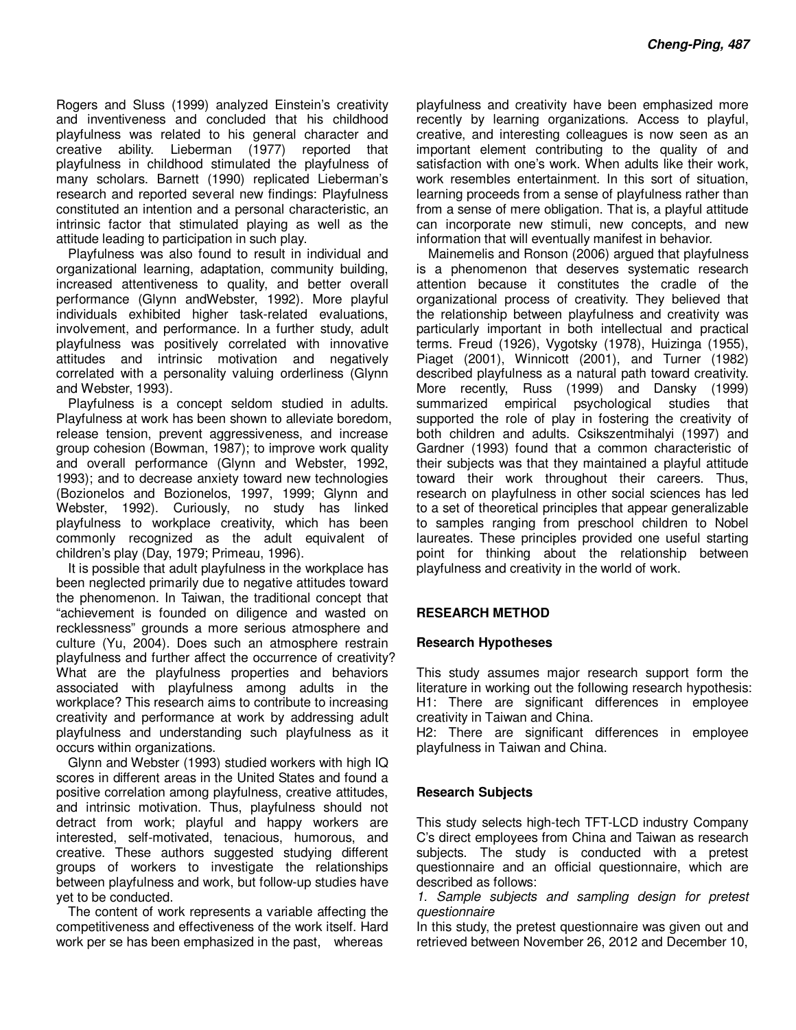Rogers and Sluss (1999) analyzed Einstein's creativity and inventiveness and concluded that his childhood playfulness was related to his general character and creative ability. Lieberman (1977) reported that playfulness in childhood stimulated the playfulness of many scholars. Barnett (1990) replicated Lieberman's research and reported several new findings: Playfulness constituted an intention and a personal characteristic, an intrinsic factor that stimulated playing as well as the attitude leading to participation in such play.

Playfulness was also found to result in individual and organizational learning, adaptation, community building, increased attentiveness to quality, and better overall performance (Glynn andWebster, 1992). More playful individuals exhibited higher task-related evaluations, involvement, and performance. In a further study, adult playfulness was positively correlated with innovative attitudes and intrinsic motivation and negatively correlated with a personality valuing orderliness (Glynn and Webster, 1993).

Playfulness is a concept seldom studied in adults. Playfulness at work has been shown to alleviate boredom, release tension, prevent aggressiveness, and increase group cohesion (Bowman, 1987); to improve work quality and overall performance (Glynn and Webster, 1992, 1993); and to decrease anxiety toward new technologies (Bozionelos and Bozionelos, 1997, 1999; Glynn and Webster, 1992). Curiously, no study has linked playfulness to workplace creativity, which has been commonly recognized as the adult equivalent of children's play (Day, 1979; Primeau, 1996).

It is possible that adult playfulness in the workplace has been neglected primarily due to negative attitudes toward the phenomenon. In Taiwan, the traditional concept that "achievement is founded on diligence and wasted on recklessness" grounds a more serious atmosphere and culture (Yu, 2004). Does such an atmosphere restrain playfulness and further affect the occurrence of creativity? What are the playfulness properties and behaviors associated with playfulness among adults in the workplace? This research aims to contribute to increasing creativity and performance at work by addressing adult playfulness and understanding such playfulness as it occurs within organizations.

Glynn and Webster (1993) studied workers with high IQ scores in different areas in the United States and found a positive correlation among playfulness, creative attitudes, and intrinsic motivation. Thus, playfulness should not detract from work; playful and happy workers are interested, self-motivated, tenacious, humorous, and creative. These authors suggested studying different groups of workers to investigate the relationships between playfulness and work, but follow-up studies have yet to be conducted.

The content of work represents a variable affecting the competitiveness and effectiveness of the work itself. Hard work per se has been emphasized in the past, whereas playfulness and creativity have been emphasized more recently by learning organizations. Access to playful, creative, and interesting colleagues is now seen as an important element contributing to the quality of and satisfaction with one's work. When adults like their work, work resembles entertainment. In this sort of situation, learning proceeds from a sense of playfulness rather than from a sense of mere obligation. That is, a playful attitude can incorporate new stimuli, new concepts, and new information that will eventually manifest in behavior.

Mainemelis and Ronson (2006) argued that playfulness is a phenomenon that deserves systematic research attention because it constitutes the cradle of the organizational process of creativity. They believed that the relationship between playfulness and creativity was particularly important in both intellectual and practical terms. Freud (1926), Vygotsky (1978), Huizinga (1955), Piaget (2001), Winnicott (2001), and Turner (1982) described playfulness as a natural path toward creativity. More recently, Russ (1999) and Dansky (1999) summarized empirical psychological studies that supported the role of play in fostering the creativity of both children and adults. Csikszentmihalyi (1997) and Gardner (1993) found that a common characteristic of their subjects was that they maintained a playful attitude toward their work throughout their careers. Thus, research on playfulness in other social sciences has led to a set of theoretical principles that appear generalizable to samples ranging from preschool children to Nobel laureates. These principles provided one useful starting point for thinking about the relationship between playfulness and creativity in the world of work.

## RESEARCH METHOD

### Research Hypotheses

This study assumes major research support form the literature in working out the following research hypothesis:

H1: There are significant differences in employee creativity in Taiwan and China.

H2: There are significant differences in employee playfulness in Taiwan and China.

### Research Subjects

This study selects high-tech TFT-LCD industry Company C's direct employees from China and Taiwan as research subjects. The study is conducted with a pretest questionnaire and an official questionnaire, which are described as follows:

*1. Sample subjects and sampling design for pretest questionnaire*

In this study, the pretest questionnaire was given out and retrieved between November 26, 2012 and December 10,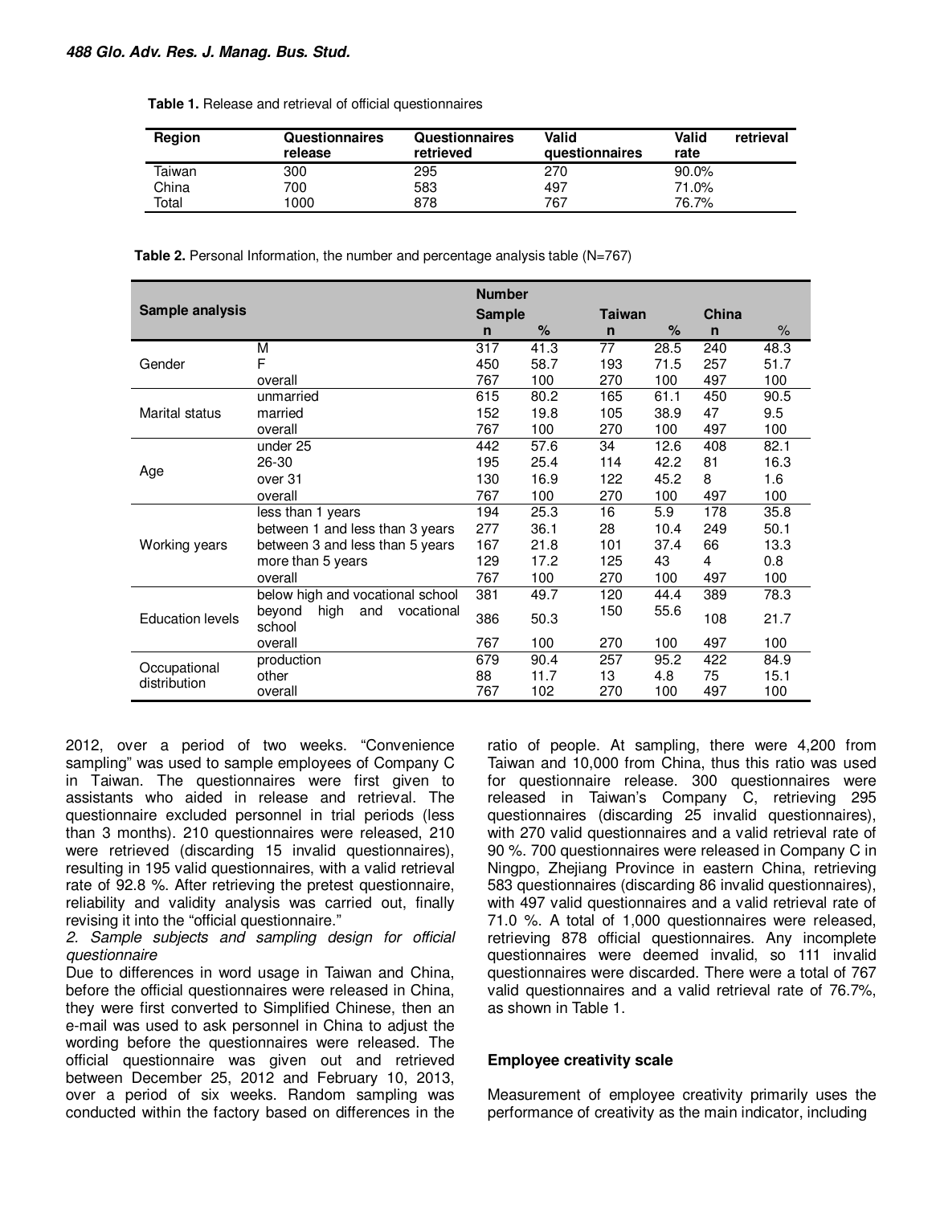**Table 1.** Release and retrieval of official questionnaires

| Region | Questionnaires release | Questionnaires retrieved | Valid questionnaires | Valid retrieval rate |
|---|---|---|---|---|
| Taiwan | 300 | 295 | 270 | 90.0% |
| China | 700 | 583 | 497 | 71.0% |
| Total | 1000 | 878 | 767 | 76.7% |

**Table 2.** Personal Information, the number and percentage analysis table (N=767)

| Sample analysis | | Number Sample n | % | Taiwan n | % | China n | % |
|---|---|---|---|---|---|---|---|
| Gender | M | 317 | 41.3 | 77 | 28.5 | 240 | 48.3 |
| | F | 450 | 58.7 | 193 | 71.5 | 257 | 51.7 |
| | overall | 767 | 100 | 270 | 100 | 497 | 100 |
| Marital status | unmarried | 615 | 80.2 | 165 | 61.1 | 450 | 90.5 |
| | married | 152 | 19.8 | 105 | 38.9 | 47 | 9.5 |
| | overall | 767 | 100 | 270 | 100 | 497 | 100 |
| Age | under 25 | 442 | 57.6 | 34 | 12.6 | 408 | 82.1 |
| | 26-30 | 195 | 25.4 | 114 | 42.2 | 81 | 16.3 |
| | over 31 | 130 | 16.9 | 122 | 45.2 | 8 | 1.6 |
| | overall | 767 | 100 | 270 | 100 | 497 | 100 |
| Working years | less than 1 years | 194 | 25.3 | 16 | 5.9 | 178 | 35.8 |
| | between 1 and less than 3 years | 277 | 36.1 | 28 | 10.4 | 249 | 50.1 |
| | between 3 and less than 5 years | 167 | 21.8 | 101 | 37.4 | 66 | 13.3 |
| | more than 5 years | 129 | 17.2 | 125 | 43 | 4 | 0.8 |
| | overall | 767 | 100 | 270 | 100 | 497 | 100 |
| Education levels | below high and vocational school | 381 | 49.7 | 120 | 44.4 | 389 | 78.3 |
| | beyond high and vocational school | 386 | 50.3 | 150 | 55.6 | 108 | 21.7 |
| | overall | 767 | 100 | 270 | 100 | 497 | 100 |
| Occupational distribution | production | 679 | 90.4 | 257 | 95.2 | 422 | 84.9 |
| | other | 88 | 11.7 | 13 | 4.8 | 75 | 15.1 |
| | overall | 767 | 102 | 270 | 100 | 497 | 100 |

2012, over a period of two weeks. "Convenience sampling" was used to sample employees of Company C in Taiwan. The questionnaires were first given to assistants who aided in release and retrieval. The questionnaire excluded personnel in trial periods (less than 3 months). 210 questionnaires were released, 210 were retrieved (discarding 15 invalid questionnaires), resulting in 195 valid questionnaires, with a valid retrieval rate of 92.8 %. After retrieving the pretest questionnaire, reliability and validity analysis was carried out, finally revising it into the "official questionnaire."

*2. Sample subjects and sampling design for official questionnaire*

Due to differences in word usage in Taiwan and China, before the official questionnaires were released in China, they were first converted to Simplified Chinese, then an e-mail was used to ask personnel in China to adjust the wording before the questionnaires were released. The official questionnaire was given out and retrieved between December 25, 2012 and February 10, 2013, over a period of six weeks. Random sampling was conducted within the factory based on differences in the ratio of people. At sampling, there were 4,200 from Taiwan and 10,000 from China, thus this ratio was used for questionnaire release. 300 questionnaires were released in Taiwan's Company C, retrieving 295 questionnaires (discarding 25 invalid questionnaires), with 270 valid questionnaires and a valid retrieval rate of 90 %. 700 questionnaires were released in Company C in Ningpo, Zhejiang Province in eastern China, retrieving 583 questionnaires (discarding 86 invalid questionnaires), with 497 valid questionnaires and a valid retrieval rate of 71.0 %. A total of 1,000 questionnaires were released, retrieving 878 official questionnaires. Any incomplete questionnaires were deemed invalid, so 111 invalid questionnaires were discarded. There were a total of 767 valid questionnaires and a valid retrieval rate of 76.7%, as shown in Table 1.

### Employee creativity scale

Measurement of employee creativity primarily uses the performance of creativity as the main indicator, including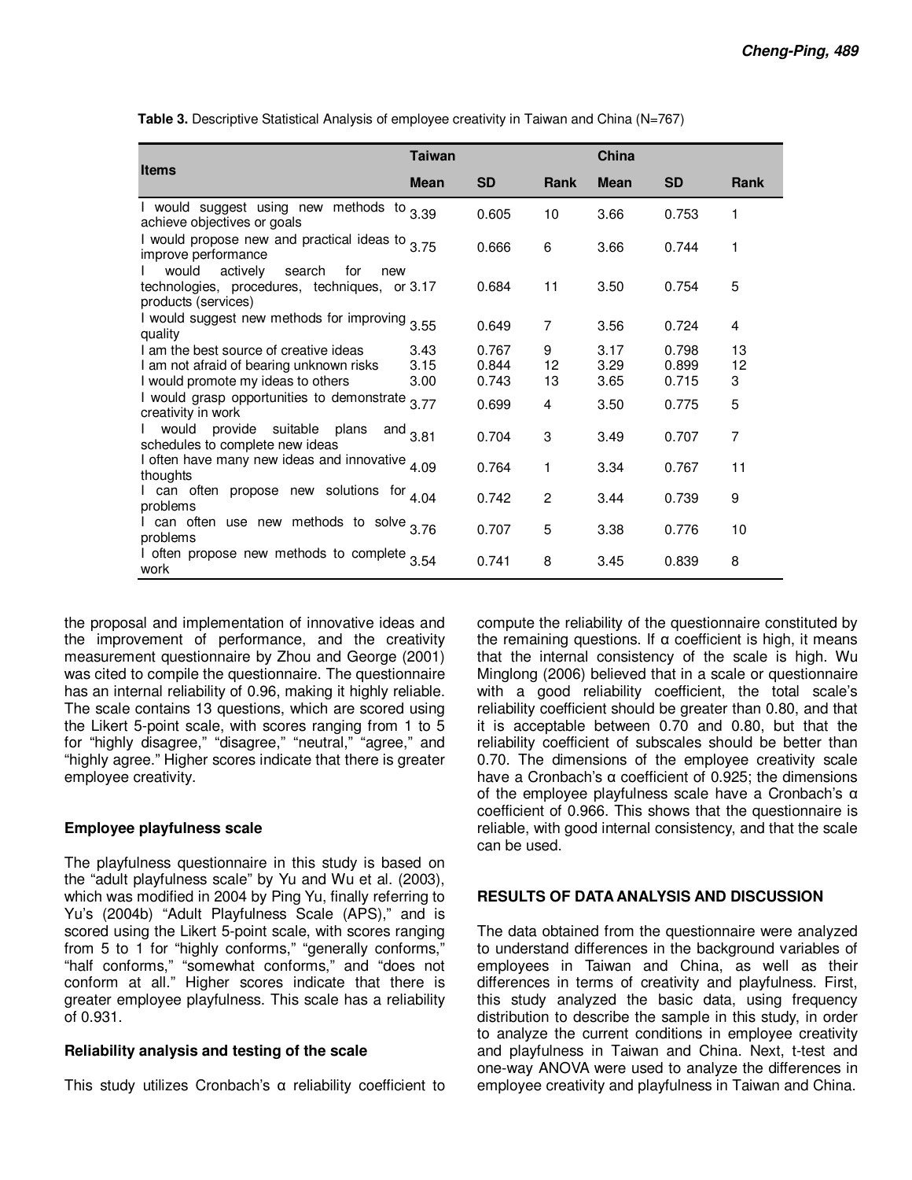**Table 3.** Descriptive Statistical Analysis of employee creativity in Taiwan and China (N=767)

| Items | Taiwan | | | China | | |
|---|---|---|---|---|---|---|
| | Mean | SD | Rank | Mean | SD | Rank |
| I would suggest using new methods to achieve objectives or goals | 3.39 | 0.605 | 10 | 3.66 | 0.753 | 1 |
| I would propose new and practical ideas to improve performance | 3.75 | 0.666 | 6 | 3.66 | 0.744 | 1 |
| I would actively search for new technologies, procedures, techniques, or products (services) | 3.17 | 0.684 | 11 | 3.50 | 0.754 | 5 |
| I would suggest new methods for improving quality | 3.55 | 0.649 | 7 | 3.56 | 0.724 | 4 |
| I am the best source of creative ideas | 3.43 | 0.767 | 9 | 3.17 | 0.798 | 13 |
| I am not afraid of bearing unknown risks | 3.15 | 0.844 | 12 | 3.29 | 0.899 | 12 |
| I would promote my ideas to others | 3.00 | 0.743 | 13 | 3.65 | 0.715 | 3 |
| I would grasp opportunities to demonstrate creativity in work | 3.77 | 0.699 | 4 | 3.50 | 0.775 | 5 |
| I would provide suitable plans and schedules to complete new ideas | 3.81 | 0.704 | 3 | 3.49 | 0.707 | 7 |
| I often have many new ideas and innovative thoughts | 4.09 | 0.764 | 1 | 3.34 | 0.767 | 11 |
| I can often propose new solutions for problems | 4.04 | 0.742 | 2 | 3.44 | 0.739 | 9 |
| I can often use new methods to solve problems | 3.76 | 0.707 | 5 | 3.38 | 0.776 | 10 |
| I often propose new methods to complete work | 3.54 | 0.741 | 8 | 3.45 | 0.839 | 8 |

the proposal and implementation of innovative ideas and the improvement of performance, and the creativity measurement questionnaire by Zhou and George (2001) was cited to compile the questionnaire. The questionnaire has an internal reliability of 0.96, making it highly reliable. The scale contains 13 questions, which are scored using the Likert 5-point scale, with scores ranging from 1 to 5 for "highly disagree," "disagree," "neutral," "agree," and "highly agree." Higher scores indicate that there is greater employee creativity.

### Employee playfulness scale

The playfulness questionnaire in this study is based on the "adult playfulness scale" by Yu and Wu et al. (2003), which was modified in 2004 by Ping Yu, finally referring to Yu's (2004b) "Adult Playfulness Scale (APS)," and is scored using the Likert 5-point scale, with scores ranging from 5 to 1 for "highly conforms," "generally conforms," "half conforms," "somewhat conforms," and "does not conform at all." Higher scores indicate that there is greater employee playfulness. This scale has a reliability of 0.931.

### Reliability analysis and testing of the scale

This study utilizes Cronbach's α reliability coefficient to compute the reliability of the questionnaire constituted by the remaining questions. If α coefficient is high, it means that the internal consistency of the scale is high. Wu Minglong (2006) believed that in a scale or questionnaire with a good reliability coefficient, the total scale's reliability coefficient should be greater than 0.80, and that it is acceptable between 0.70 and 0.80, but that the reliability coefficient of subscales should be better than 0.70. The dimensions of the employee creativity scale have a Cronbach's α coefficient of 0.925; the dimensions of the employee playfulness scale have a Cronbach's α coefficient of 0.966. This shows that the questionnaire is reliable, with good internal consistency, and that the scale can be used.

## RESULTS OF DATA ANALYSIS AND DISCUSSION

The data obtained from the questionnaire were analyzed to understand differences in the background variables of employees in Taiwan and China, as well as their differences in terms of creativity and playfulness. First, this study analyzed the basic data, using frequency distribution to describe the sample in this study, in order to analyze the current conditions in employee creativity and playfulness in Taiwan and China. Next, t-test and one-way ANOVA were used to analyze the differences in employee creativity and playfulness in Taiwan and China.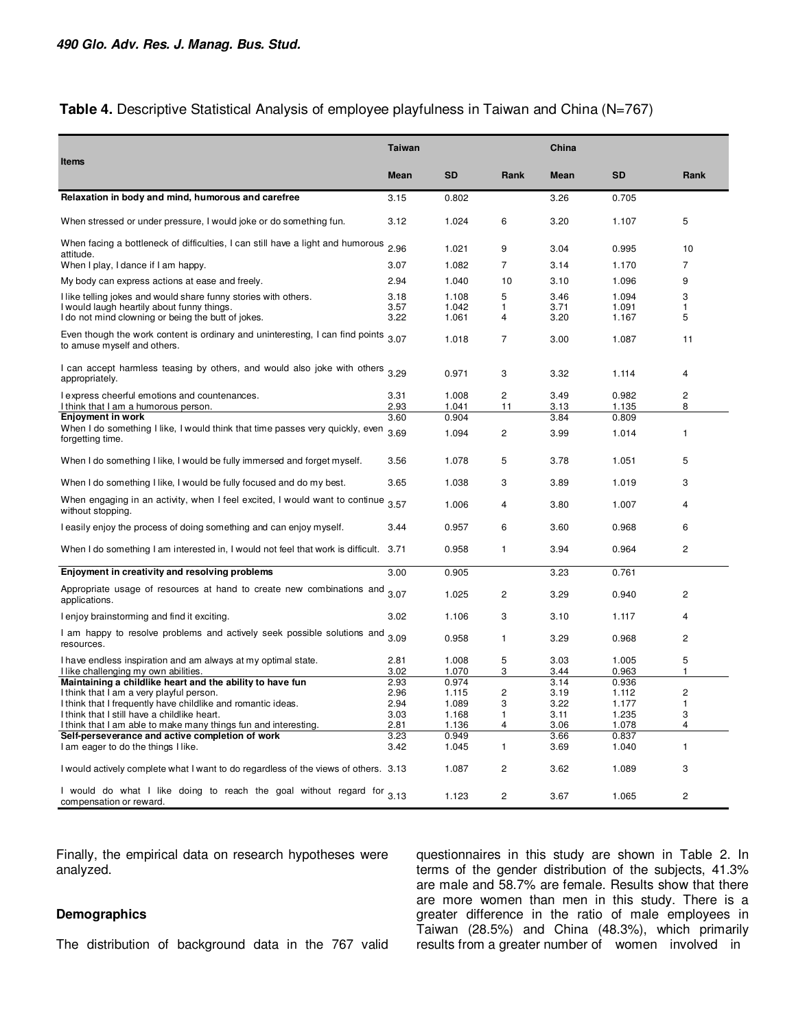**Table 4.** Descriptive Statistical Analysis of employee playfulness in Taiwan and China (N=767)

| Items | Taiwan | | | China | | |
|---|---|---|---|---|---|---|
| | Mean | SD | Rank | Mean | SD | Rank |
| **Relaxation in body and mind, humorous and carefree** | 3.15 | 0.802 | | 3.26 | 0.705 | |
| When stressed or under pressure, I would joke or do something fun. | 3.12 | 1.024 | 6 | 3.20 | 1.107 | 5 |
| When facing a bottleneck of difficulties, I can still have a light and humorous attitude. | 2.96 | 1.021 | 9 | 3.04 | 0.995 | 10 |
| When I play, I dance if I am happy. | 3.07 | 1.082 | 7 | 3.14 | 1.170 | 7 |
| My body can express actions at ease and freely. | 2.94 | 1.040 | 10 | 3.10 | 1.096 | 9 |
| I like telling jokes and would share funny stories with others. | 3.18 | 1.108 | 5 | 3.46 | 1.094 | 3 |
| I would laugh heartily about funny things. | 3.57 | 1.042 | 1 | 3.71 | 1.091 | 1 |
| I do not mind clowning or being the butt of jokes. | 3.22 | 1.061 | 4 | 3.20 | 1.167 | 5 |
| Even though the work content is ordinary and uninteresting, I can find points to amuse myself and others. | 3.07 | 1.018 | 7 | 3.00 | 1.087 | 11 |
| I can accept harmless teasing by others, and would also joke with others appropriately. | 3.29 | 0.971 | 3 | 3.32 | 1.114 | 4 |
| I express cheerful emotions and countenances. | 3.31 | 1.008 | 2 | 3.49 | 0.982 | 2 |
| I think that I am a humorous person. | 2.93 | 1.041 | 11 | 3.13 | 1.135 | 8 |
| **Enjoyment in work** | 3.60 | 0.904 | | 3.84 | 0.809 | |
| When I do something I like, I would think that time passes very quickly, even forgetting time. | 3.69 | 1.094 | 2 | 3.99 | 1.014 | 1 |
| When I do something I like, I would be fully immersed and forget myself. | 3.56 | 1.078 | 5 | 3.78 | 1.051 | 5 |
| When I do something I like, I would be fully focused and do my best. | 3.65 | 1.038 | 3 | 3.89 | 1.019 | 3 |
| When engaging in an activity, when I feel excited, I would want to continue without stopping. | 3.57 | 1.006 | 4 | 3.80 | 1.007 | 4 |
| I easily enjoy the process of doing something and can enjoy myself. | 3.44 | 0.957 | 6 | 3.60 | 0.968 | 6 |
| When I do something I am interested in, I would not feel that work is difficult. | 3.71 | 0.958 | 1 | 3.94 | 0.964 | 2 |
| **Enjoyment in creativity and resolving problems** | 3.00 | 0.905 | | 3.23 | 0.761 | |
| Appropriate usage of resources at hand to create new combinations and applications. | 3.07 | 1.025 | 2 | 3.29 | 0.940 | 2 |
| I enjoy brainstorming and find it exciting. | 3.02 | 1.106 | 3 | 3.10 | 1.117 | 4 |
| I am happy to resolve problems and actively seek possible solutions and resources. | 3.09 | 0.958 | 1 | 3.29 | 0.968 | 2 |
| I have endless inspiration and am always at my optimal state. | 2.81 | 1.008 | 5 | 3.03 | 1.005 | 5 |
| I like challenging my own abilities. | 3.02 | 1.070 | 3 | 3.44 | 0.963 | 1 |
| **Maintaining a childlike heart and the ability to have fun** | 2.93 | 0.974 | | 3.14 | 0.936 | |
| I think that I am a very playful person. | 2.96 | 1.115 | 2 | 3.19 | 1.112 | 2 |
| I think that I frequently have childlike and romantic ideas. | 2.94 | 1.089 | 3 | 3.22 | 1.177 | 1 |
| I think that I still have a childlike heart. | 3.03 | 1.168 | 1 | 3.11 | 1.235 | 3 |
| I think that I am able to make many things fun and interesting. | 2.81 | 1.136 | 4 | 3.06 | 1.078 | 4 |
| **Self-perseverance and active completion of work** | 3.23 | 0.949 | | 3.66 | 0.837 | |
| I am eager to do the things I like. | 3.42 | 1.045 | 1 | 3.69 | 1.040 | 1 |
| I would actively complete what I want to do regardless of the views of others. | 3.13 | 1.087 | 2 | 3.62 | 1.089 | 3 |
| I would do what I like doing to reach the goal without regard for compensation or reward. | 3.13 | 1.123 | 2 | 3.67 | 1.065 | 2 |

Finally, the empirical data on research hypotheses were analyzed.

## Demographics

The distribution of background data in the 767 valid questionnaires in this study are shown in Table 2. In terms of the gender distribution of the subjects, 41.3% are male and 58.7% are female. Results show that there are more women than men in this study. There is a greater difference in the ratio of male employees in Taiwan (28.5%) and China (48.3%), which primarily results from a greater number of women involved in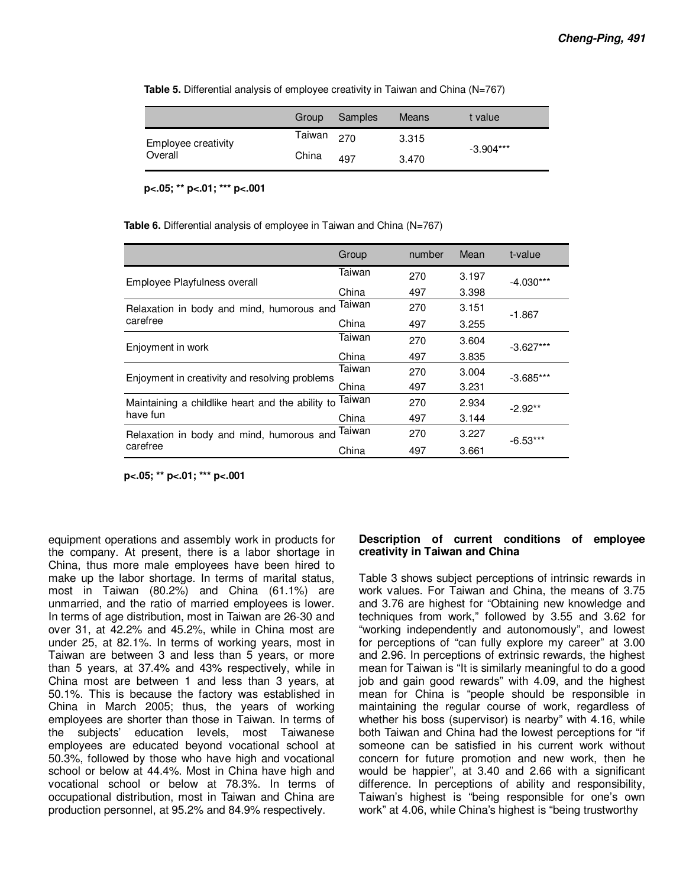**Table 5.** Differential analysis of employee creativity in Taiwan and China (N=767)

| | Group | Samples | Means | t value |
|---|---|---|---|---|
| Employee creativity Overall | Taiwan | 270 | 3.315 | -3.904*** |
| | China | 497 | 3.470 | |

**p<.05; ** p<.01; *** p<.001**

**Table 6.** Differential analysis of employee in Taiwan and China (N=767)

| | Group | number | Mean | t-value |
|---|---|---|---|---|
| Employee Playfulness overall | Taiwan | 270 | 3.197 | -4.030*** |
| | China | 497 | 3.398 | |
| Relaxation in body and mind, humorous and carefree | Taiwan | 270 | 3.151 | -1.867 |
| | China | 497 | 3.255 | |
| Enjoyment in work | Taiwan | 270 | 3.604 | -3.627*** |
| | China | 497 | 3.835 | |
| Enjoyment in creativity and resolving problems | Taiwan | 270 | 3.004 | -3.685*** |
| | China | 497 | 3.231 | |
| Maintaining a childlike heart and the ability to have fun | Taiwan | 270 | 2.934 | -2.92** |
| | China | 497 | 3.144 | |
| Relaxation in body and mind, humorous and carefree | Taiwan | 270 | 3.227 | -6.53*** |
| | China | 497 | 3.661 | |

**p<.05; ** p<.01; *** p<.001**

equipment operations and assembly work in products for the company. At present, there is a labor shortage in China, thus more male employees have been hired to make up the labor shortage. In terms of marital status, most in Taiwan (80.2%) and China (61.1%) are unmarried, and the ratio of married employees is lower. In terms of age distribution, most in Taiwan are 26-30 and over 31, at 42.2% and 45.2%, while in China most are under 25, at 82.1%. In terms of working years, most in Taiwan are between 3 and less than 5 years, or more than 5 years, at 37.4% and 43% respectively, while in China most are between 1 and less than 3 years, at 50.1%. This is because the factory was established in China in March 2005; thus, the years of working employees are shorter than those in Taiwan. In terms of the subjects' education levels, most Taiwanese employees are educated beyond vocational school at 50.3%, followed by those who have high and vocational school or below at 44.4%. Most in China have high and vocational school or below at 78.3%. In terms of occupational distribution, most in Taiwan and China are production personnel, at 95.2% and 84.9% respectively.

### Description of current conditions of employee creativity in Taiwan and China

Table 3 shows subject perceptions of intrinsic rewards in work values. For Taiwan and China, the means of 3.75 and 3.76 are highest for "Obtaining new knowledge and techniques from work," followed by 3.55 and 3.62 for "working independently and autonomously", and lowest for perceptions of "can fully explore my career" at 3.00 and 2.96. In perceptions of extrinsic rewards, the highest mean for Taiwan is "It is similarly meaningful to do a good job and gain good rewards" with 4.09, and the highest mean for China is "people should be responsible in maintaining the regular course of work, regardless of whether his boss (supervisor) is nearby" with 4.16, while both Taiwan and China had the lowest perceptions for "if someone can be satisfied in his current work without concern for future promotion and new work, then he would be happier", at 3.40 and 2.66 with a significant difference. In perceptions of ability and responsibility, Taiwan's highest is "being responsible for one's own work" at 4.06, while China's highest is "being trustworthy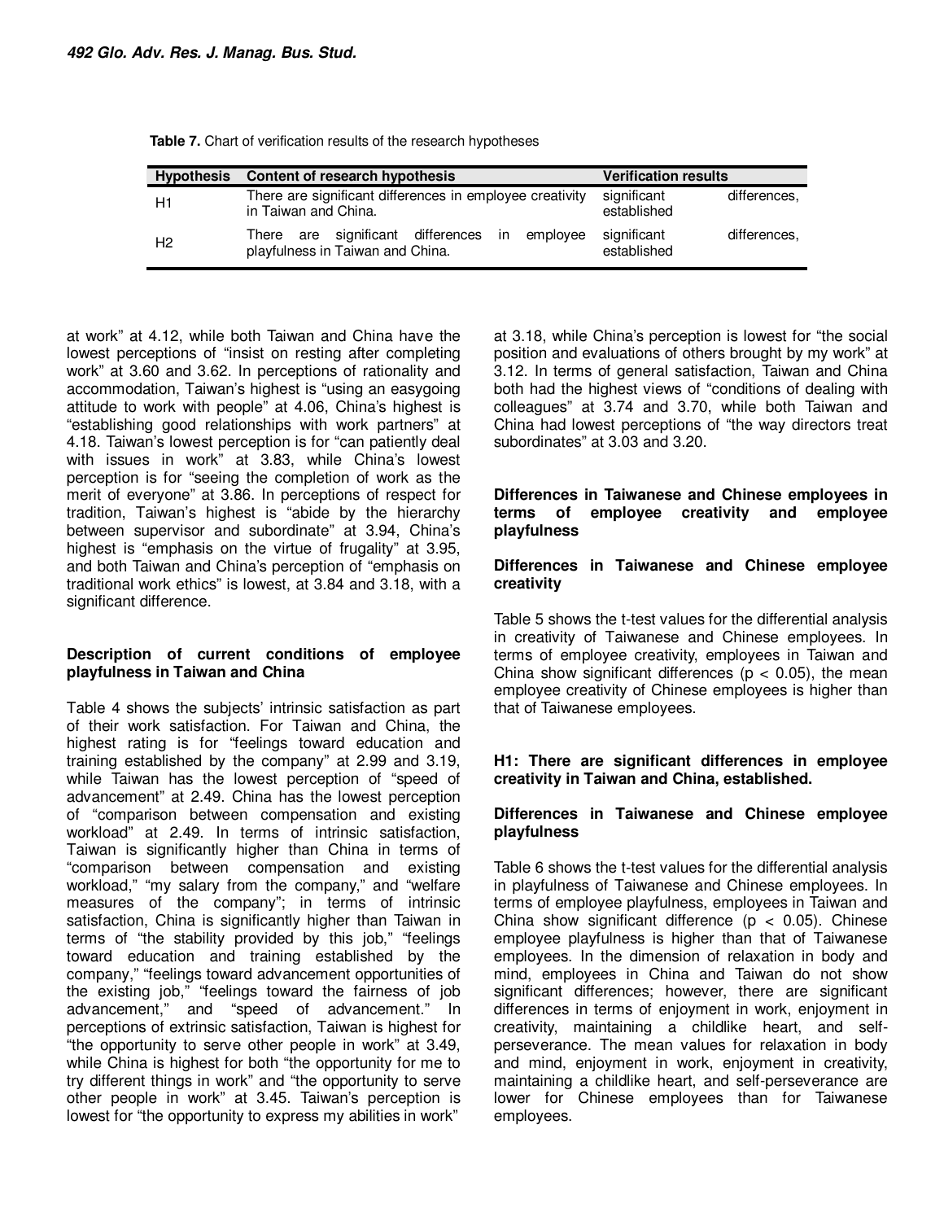**Table 7.** Chart of verification results of the research hypotheses

| Hypothesis | Content of research hypothesis | Verification results |
|---|---|---|
| H1 | There are significant differences in employee creativity in Taiwan and China. | significant differences, established |
| H2 | There are significant differences in employee playfulness in Taiwan and China. | significant differences, established |

at work" at 4.12, while both Taiwan and China have the lowest perceptions of "insist on resting after completing work" at 3.60 and 3.62. In perceptions of rationality and accommodation, Taiwan's highest is "using an easygoing attitude to work with people" at 4.06, China's highest is "establishing good relationships with work partners" at 4.18. Taiwan's lowest perception is for "can patiently deal with issues in work" at 3.83, while China's lowest perception is for "seeing the completion of work as the merit of everyone" at 3.86. In perceptions of respect for tradition, Taiwan's highest is "abide by the hierarchy between supervisor and subordinate" at 3.94, China's highest is "emphasis on the virtue of frugality" at 3.95, and both Taiwan and China's perception of "emphasis on traditional work ethics" is lowest, at 3.84 and 3.18, with a significant difference.

### Description of current conditions of employee playfulness in Taiwan and China

Table 4 shows the subjects' intrinsic satisfaction as part of their work satisfaction. For Taiwan and China, the highest rating is for "feelings toward education and training established by the company" at 2.99 and 3.19, while Taiwan has the lowest perception of "speed of advancement" at 2.49. China has the lowest perception of "comparison between compensation and existing workload" at 2.49. In terms of intrinsic satisfaction, Taiwan is significantly higher than China in terms of "comparison between compensation and existing workload," "my salary from the company," and "welfare measures of the company"; in terms of intrinsic satisfaction, China is significantly higher than Taiwan in terms of "the stability provided by this job," "feelings toward education and training established by the company," "feelings toward advancement opportunities of the existing job," "feelings toward the fairness of job advancement," and "speed of advancement." In perceptions of extrinsic satisfaction, Taiwan is highest for "the opportunity to serve other people in work" at 3.49, while China is highest for both "the opportunity for me to try different things in work" and "the opportunity to serve other people in work" at 3.45. Taiwan's perception is lowest for "the opportunity to express my abilities in work" at 3.18, while China's perception is lowest for "the social position and evaluations of others brought by my work" at 3.12. In terms of general satisfaction, Taiwan and China both had the highest views of "conditions of dealing with colleagues" at 3.74 and 3.70, while both Taiwan and China had lowest perceptions of "the way directors treat subordinates" at 3.03 and 3.20.

### Differences in Taiwanese and Chinese employees in terms of employee creativity and employee playfulness

### Differences in Taiwanese and Chinese employee creativity

Table 5 shows the t-test values for the differential analysis in creativity of Taiwanese and Chinese employees. In terms of employee creativity, employees in Taiwan and China show significant differences ($p < 0.05$), the mean employee creativity of Chinese employees is higher than that of Taiwanese employees.

### H1: There are significant differences in employee creativity in Taiwan and China, established.

### Differences in Taiwanese and Chinese employee playfulness

Table 6 shows the t-test values for the differential analysis in playfulness of Taiwanese and Chinese employees. In terms of employee playfulness, employees in Taiwan and China show significant difference ($p < 0.05$). Chinese employee playfulness is higher than that of Taiwanese employees. In the dimension of relaxation in body and mind, employees in China and Taiwan do not show significant differences; however, there are significant differences in terms of enjoyment in work, enjoyment in creativity, maintaining a childlike heart, and self-perseverance. The mean values for relaxation in body and mind, enjoyment in work, enjoyment in creativity, maintaining a childlike heart, and self-perseverance are lower for Chinese employees than for Taiwanese employees.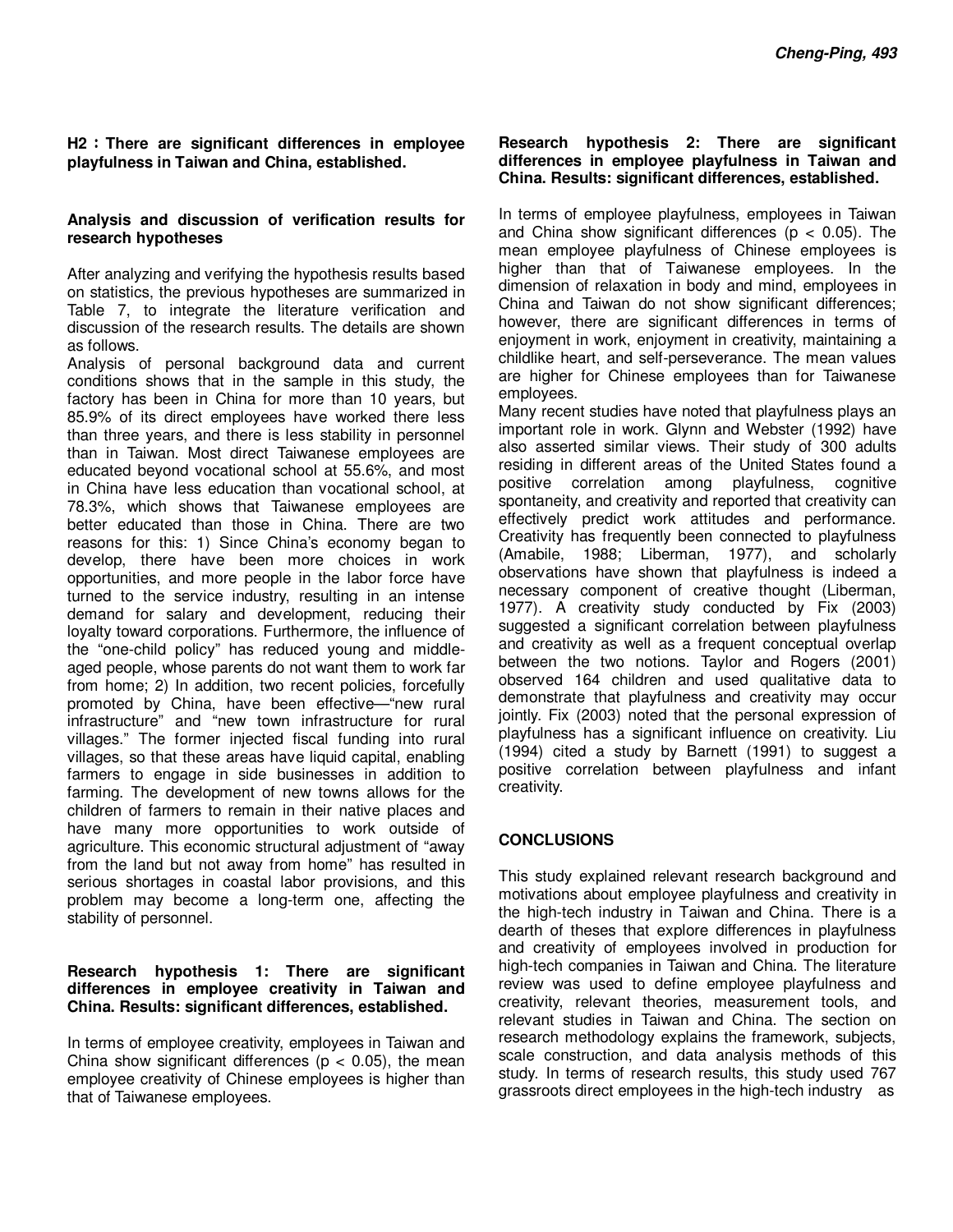**H2 : There are significant differences in employee playfulness in Taiwan and China, established.**

### Analysis and discussion of verification results for research hypotheses

After analyzing and verifying the hypothesis results based on statistics, the previous hypotheses are summarized in Table 7, to integrate the literature verification and discussion of the research results. The details are shown as follows.

Analysis of personal background data and current conditions shows that in the sample in this study, the factory has been in China for more than 10 years, but 85.9% of its direct employees have worked there less than three years, and there is less stability in personnel than in Taiwan. Most direct Taiwanese employees are educated beyond vocational school at 55.6%, and most in China have less education than vocational school, at 78.3%, which shows that Taiwanese employees are better educated than those in China. There are two reasons for this: 1) Since China's economy began to develop, there have been more choices in work opportunities, and more people in the labor force have turned to the service industry, resulting in an intense demand for salary and development, reducing their loyalty toward corporations. Furthermore, the influence of the "one-child policy" has reduced young and middle-aged people, whose parents do not want them to work far from home; 2) In addition, two recent policies, forcefully promoted by China, have been effective—"new rural infrastructure" and "new town infrastructure for rural villages." The former injected fiscal funding into rural villages, so that these areas have liquid capital, enabling farmers to engage in side businesses in addition to farming. The development of new towns allows for the children of farmers to remain in their native places and have many more opportunities to work outside of agriculture. This economic structural adjustment of "away from the land but not away from home" has resulted in serious shortages in coastal labor provisions, and this problem may become a long-term one, affecting the stability of personnel.

### Research hypothesis 1: There are significant differences in employee creativity in Taiwan and China. Results: significant differences, established.

In terms of employee creativity, employees in Taiwan and China show significant differences ($p < 0.05$), the mean employee creativity of Chinese employees is higher than that of Taiwanese employees.

### Research hypothesis 2: There are significant differences in employee playfulness in Taiwan and China. Results: significant differences, established.

In terms of employee playfulness, employees in Taiwan and China show significant differences ($p < 0.05$). The mean employee playfulness of Chinese employees is higher than that of Taiwanese employees. In the dimension of relaxation in body and mind, employees in China and Taiwan do not show significant differences; however, there are significant differences in terms of enjoyment in work, enjoyment in creativity, maintaining a childlike heart, and self-perseverance. The mean values are higher for Chinese employees than for Taiwanese employees.

Many recent studies have noted that playfulness plays an important role in work. Glynn and Webster (1992) have also asserted similar views. Their study of 300 adults residing in different areas of the United States found a positive correlation among playfulness, cognitive spontaneity, and creativity and reported that creativity can effectively predict work attitudes and performance. Creativity has frequently been connected to playfulness (Amabile, 1988; Liberman, 1977), and scholarly observations have shown that playfulness is indeed a necessary component of creative thought (Liberman, 1977). A creativity study conducted by Fix (2003) suggested a significant correlation between playfulness and creativity as well as a frequent conceptual overlap between the two notions. Taylor and Rogers (2001) observed 164 children and used qualitative data to demonstrate that playfulness and creativity may occur jointly. Fix (2003) noted that the personal expression of playfulness has a significant influence on creativity. Liu (1994) cited a study by Barnett (1991) to suggest a positive correlation between playfulness and infant creativity.

## CONCLUSIONS

This study explained relevant research background and motivations about employee playfulness and creativity in the high-tech industry in Taiwan and China. There is a dearth of theses that explore differences in playfulness and creativity of employees involved in production for high-tech companies in Taiwan and China. The literature review was used to define employee playfulness and creativity, relevant theories, measurement tools, and relevant studies in Taiwan and China. The section on research methodology explains the framework, subjects, scale construction, and data analysis methods of this study. In terms of research results, this study used 767 grassroots direct employees in the high-tech industry as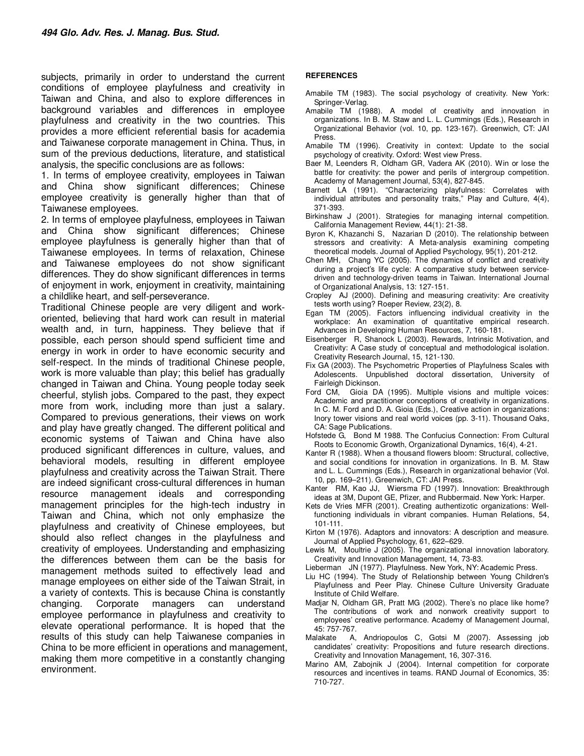subjects, primarily in order to understand the current conditions of employee playfulness and creativity in Taiwan and China, and also to explore differences in background variables and differences in employee playfulness and creativity in the two countries. This provides a more efficient referential basis for academia and Taiwanese corporate management in China. Thus, in sum of the previous deductions, literature, and statistical analysis, the specific conclusions are as follows:

1. In terms of employee creativity, employees in Taiwan and China show significant differences; Chinese employee creativity is generally higher than that of Taiwanese employees.
2. In terms of employee playfulness, employees in Taiwan and China show significant differences; Chinese employee playfulness is generally higher than that of Taiwanese employees. In terms of relaxation, Chinese and Taiwanese employees do not show significant differences. They do show significant differences in terms of enjoyment in work, enjoyment in creativity, maintaining a childlike heart, and self-perseverance.

Traditional Chinese people are very diligent and work-oriented, believing that hard work can result in material wealth and, in turn, happiness. They believe that if possible, each person should spend sufficient time and energy in work in order to have economic security and self-respect. In the minds of traditional Chinese people, work is more valuable than play; this belief has gradually changed in Taiwan and China. Young people today seek cheerful, stylish jobs. Compared to the past, they expect more from work, including more than just a salary. Compared to previous generations, their views on work and play have greatly changed. The different political and economic systems of Taiwan and China have also produced significant differences in culture, values, and behavioral models, resulting in different employee playfulness and creativity across the Taiwan Strait. There are indeed significant cross-cultural differences in human resource management ideals and corresponding management principles for the high-tech industry in Taiwan and China, which not only emphasize the playfulness and creativity of Chinese employees, but should also reflect changes in the playfulness and creativity of employees. Understanding and emphasizing the differences between them can be the basis for management methods suited to effectively lead and manage employees on either side of the Taiwan Strait, in a variety of contexts. This is because China is constantly changing. Corporate managers can understand employee performance in playfulness and creativity to elevate operational performance. It is hoped that the results of this study can help Taiwanese companies in China to be more efficient in operations and management, making them more competitive in a constantly changing environment.

## REFERENCES

Amabile TM (1983). The social psychology of creativity. New York: Springer-Verlag.

Amabile TM (1988). A model of creativity and innovation in organizations. In B. M. Staw and L. L. Cummings (Eds.), Research in Organizational Behavior (vol. 10, pp. 123-167). Greenwich, CT: JAI Press.

Amabile TM (1996). Creativity in context: Update to the social psychology of creativity. Oxford: West view Press.

Baer M, Leenders R, Oldham GR, Vadera AK (2010). Win or lose the battle for creativity: the power and perils of intergroup competition. Academy of Management Journal, 53(4), 827-845.

Barnett LA (1991). "Characterizing playfulness: Correlates with individual attributes and personality traits," Play and Culture, 4(4), 371-393.

Birkinshaw J (2001). Strategies for managing internal competition. California Management Review, 44(1): 21-38.

Byron K, Khazanchi S, Nazarian D (2010). The relationship between stressors and creativity: A Meta-analysis examining competing theoretical models. Journal of Applied Psychology, 95(1), 201-212.

Chen MH, Chang YC (2005). The dynamics of conflict and creativity during a project's life cycle: A comparative study between service-driven and technology-driven teams in Taiwan. International Journal of Organizational Analysis, 13: 127-151.

Cropley AJ (2000). Defining and measuring creativity: Are creativity tests worth using? Roeper Review, 23(2), 8.

Egan TM (2005). Factors influencing individual creativity in the workplace: An examination of quantitative empirical research. Advances in Developing Human Resources, 7, 160-181.

Eisenberger R, Shanock L (2003). Rewards, Intrinsic Motivation, and Creativity: A Case study of conceptual and methodological isolation. Creativity Research Journal, 15, 121-130.

Fix GA (2003). The Psychometric Properties of Playfulness Scales with Adolescents. Unpublished doctoral dissertation, University of Fairleigh Dickinson.

Ford CM, Gioia DA (1995). Multiple visions and multiple voices: Academic and practitioner conceptions of creativity in organizations. In C. M. Ford and D. A. Gioia (Eds.), Creative action in organizations: Inory tower visions and real world voices (pp. 3-11). Thousand Oaks, CA: Sage Publications.

Hofstede G, Bond M 1988. The Confucius Connection: From Cultural Roots to Economic Growth, Organizational Dynamics, 16(4), 4-21.

Kanter R (1988). When a thousand flowers bloom: Structural, collective, and social conditions for innovation in organizations. In B. M. Staw and L. L. Cummings (Eds.), Research in organizational behavior (Vol. 10, pp. 169–211). Greenwich, CT: JAI Press.

Kanter RM, Kao JJ, Wiersma FD (1997). Innovation: Breakthrough ideas at 3M, Dupont GE, Pfizer, and Rubbermaid. New York: Harper.

Kets de Vries MFR (2001). Creating authentizotic organizations: Well-functioning individuals in vibrant companies. Human Relations, 54, 101-111.

Kirton M (1976). Adaptors and innovators: A description and measure. Journal of Applied Psychology, 61, 622–629.

Lewis M, Moultrie J (2005). The organizational innovation laboratory. Creativity and Innovation Management, 14, 73-83.

Lieberman JN (1977). Playfulness. New York, NY: Academic Press.

Liu HC (1994). The Study of Relationship between Young Children's Playfulness and Peer Play. Chinese Culture University Graduate Institute of Child Welfare.

Madjar N, Oldham GR, Pratt MG (2002). There's no place like home? The contributions of work and nonwork creativity support to employees' creative performance. Academy of Management Journal, 45: 757-767.

Malakate A, Andriopoulos C, Gotsi M (2007). Assessing job candidates' creativity: Propositions and future research directions. Creativity and Innovation Management, 16, 307-316.

Marino AM, Zabojnik J (2004). Internal competition for corporate resources and incentives in teams. RAND Journal of Economics, 35: 710-727.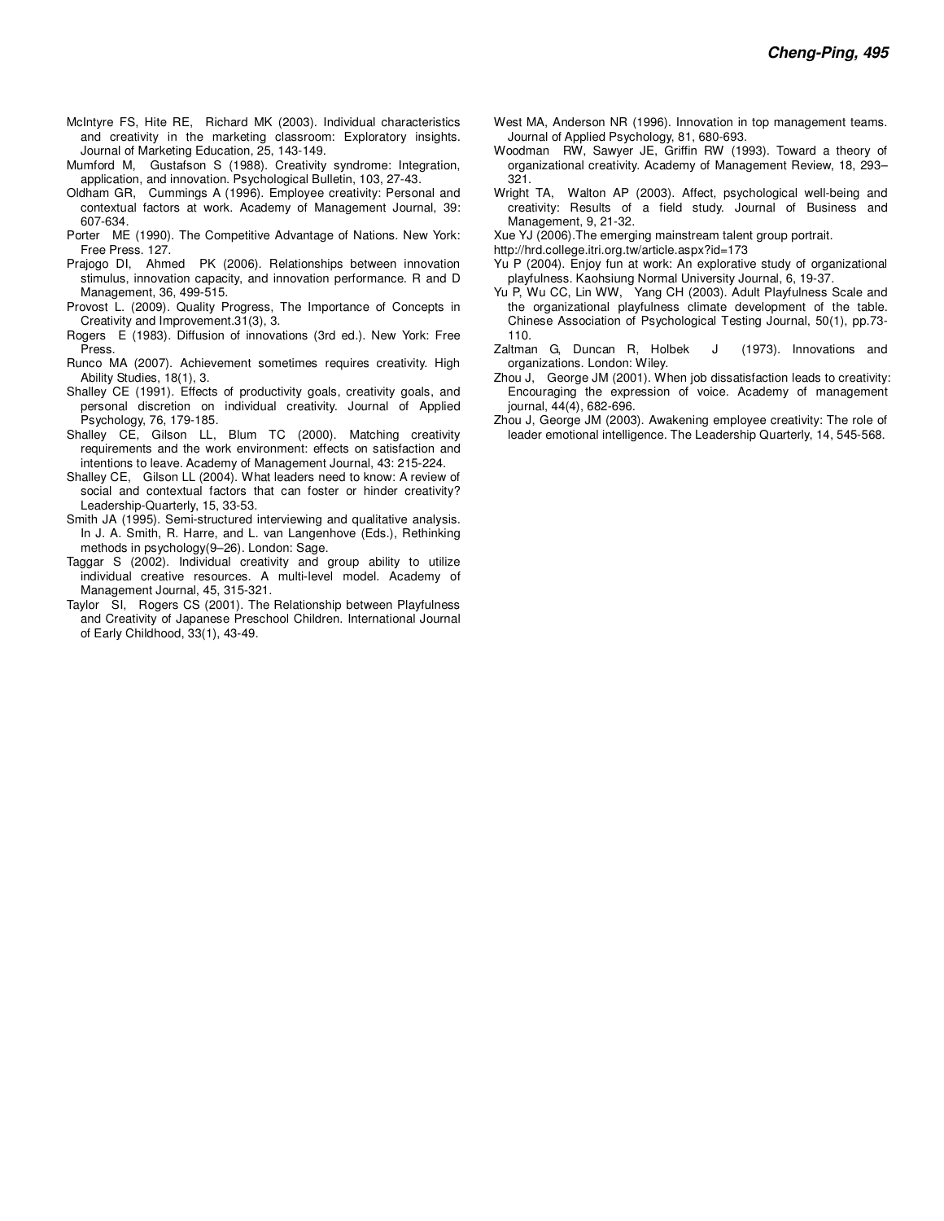McIntyre FS, Hite RE, Richard MK (2003). Individual characteristics and creativity in the marketing classroom: Exploratory insights. Journal of Marketing Education, 25, 143-149.

Mumford M, Gustafson S (1988). Creativity syndrome: Integration, application, and innovation. Psychological Bulletin, 103, 27-43.

Oldham GR, Cummings A (1996). Employee creativity: Personal and contextual factors at work. Academy of Management Journal, 39: 607-634.

Porter ME (1990). The Competitive Advantage of Nations. New York: Free Press. 127.

Prajogo DI, Ahmed PK (2006). Relationships between innovation stimulus, innovation capacity, and innovation performance. R and D Management, 36, 499-515.

Provost L. (2009). Quality Progress, The Importance of Concepts in Creativity and Improvement.31(3), 3.

Rogers E (1983). Diffusion of innovations (3rd ed.). New York: Free Press.

Runco MA (2007). Achievement sometimes requires creativity. High Ability Studies, 18(1), 3.

Shalley CE (1991). Effects of productivity goals, creativity goals, and personal discretion on individual creativity. Journal of Applied Psychology, 76, 179-185.

Shalley CE, Gilson LL, Blum TC (2000). Matching creativity requirements and the work environment: effects on satisfaction and intentions to leave. Academy of Management Journal, 43: 215-224.

Shalley CE, Gilson LL (2004). What leaders need to know: A review of social and contextual factors that can foster or hinder creativity? Leadership-Quarterly, 15, 33-53.

Smith JA (1995). Semi-structured interviewing and qualitative analysis. In J. A. Smith, R. Harre, and L. van Langenhove (Eds.), Rethinking methods in psychology(9–26). London: Sage.

Taggar S (2002). Individual creativity and group ability to utilize individual creative resources. A multi-level model. Academy of Management Journal, 45, 315-321.

Taylor SI, Rogers CS (2001). The Relationship between Playfulness and Creativity of Japanese Preschool Children. International Journal of Early Childhood, 33(1), 43-49.

West MA, Anderson NR (1996). Innovation in top management teams. Journal of Applied Psychology, 81, 680-693.

Woodman RW, Sawyer JE, Griffin RW (1993). Toward a theory of organizational creativity. Academy of Management Review, 18, 293–321.

Wright TA, Walton AP (2003). Affect, psychological well-being and creativity: Results of a field study. Journal of Business and Management, 9, 21-32.

Xue YJ (2006).The emerging mainstream talent group portrait. http://hrd.college.itri.org.tw/article.aspx?id=173

Yu P (2004). Enjoy fun at work: An explorative study of organizational playfulness. Kaohsiung Normal University Journal, 6, 19-37.

Yu P, Wu CC, Lin WW, Yang CH (2003). Adult Playfulness Scale and the organizational playfulness climate development of the table. Chinese Association of Psychological Testing Journal, 50(1), pp.73-110.

Zaltman G, Duncan R, Holbek J (1973). Innovations and organizations. London: Wiley.

Zhou J, George JM (2001). When job dissatisfaction leads to creativity: Encouraging the expression of voice. Academy of management journal, 44(4), 682-696.

Zhou J, George JM (2003). Awakening employee creativity: The role of leader emotional intelligence. The Leadership Quarterly, 14, 545-568.